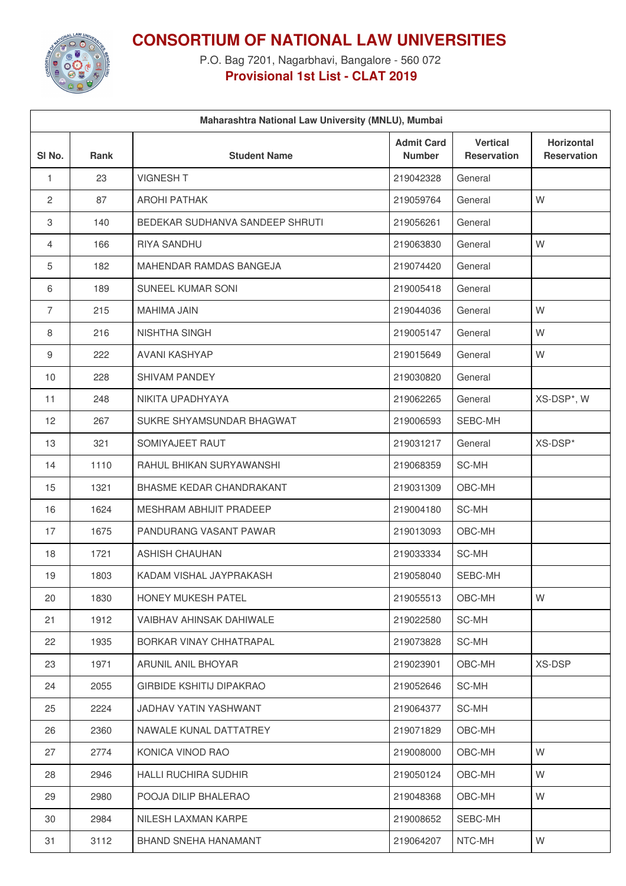# CONSORTIUM OF NATIONAL LAW UNIVERSITIES

P.O. Bag 7201, Nagarbhavi, Bangalore - 560 072

**Provisional 1st List - CLAT 2019**

| Maharashtra National Law University (MNLU), Mumbai | | | | | |
|---|---|---|---|---|---|
| Sl No. | Rank | Student Name | Admit Card Number | Vertical Reservation | Horizontal Reservation |
| 1 | 23 | VIGNESH T | 219042328 | General | |
| 2 | 87 | AROHI PATHAK | 219059764 | General | W |
| 3 | 140 | BEDEKAR SUDHANVA SANDEEP SHRUTI | 219056261 | General | |
| 4 | 166 | RIYA SANDHU | 219063830 | General | W |
| 5 | 182 | MAHENDAR RAMDAS BANGEJA | 219074420 | General | |
| 6 | 189 | SUNEEL KUMAR SONI | 219005418 | General | |
| 7 | 215 | MAHIMA JAIN | 219044036 | General | W |
| 8 | 216 | NISHTHA SINGH | 219005147 | General | W |
| 9 | 222 | AVANI KASHYAP | 219015649 | General | W |
| 10 | 228 | SHIVAM PANDEY | 219030820 | General | |
| 11 | 248 | NIKITA UPADHYAYA | 219062265 | General | XS-DSP*, W |
| 12 | 267 | SUKRE SHYAMSUNDAR BHAGWAT | 219006593 | SEBC-MH | |
| 13 | 321 | SOMIYAJEET RAUT | 219031217 | General | XS-DSP* |
| 14 | 1110 | RAHUL BHIKAN SURYAWANSHI | 219068359 | SC-MH | |
| 15 | 1321 | BHASME KEDAR CHANDRAKANT | 219031309 | OBC-MH | |
| 16 | 1624 | MESHRAM ABHIJIT PRADEEP | 219004180 | SC-MH | |
| 17 | 1675 | PANDURANG VASANT PAWAR | 219013093 | OBC-MH | |
| 18 | 1721 | ASHISH CHAUHAN | 219033334 | SC-MH | |
| 19 | 1803 | KADAM VISHAL JAYPRAKASH | 219058040 | SEBC-MH | |
| 20 | 1830 | HONEY MUKESH PATEL | 219055513 | OBC-MH | W |
| 21 | 1912 | VAIBHAV AHINSAK DAHIWALE | 219022580 | SC-MH | |
| 22 | 1935 | BORKAR VINAY CHHATRAPAL | 219073828 | SC-MH | |
| 23 | 1971 | ARUNIL ANIL BHOYAR | 219023901 | OBC-MH | XS-DSP |
| 24 | 2055 | GIRBIDE KSHITIJ DIPAKRAO | 219052646 | SC-MH | |
| 25 | 2224 | JADHAV YATIN YASHWANT | 219064377 | SC-MH | |
| 26 | 2360 | NAWALE KUNAL DATTATREY | 219071829 | OBC-MH | |
| 27 | 2774 | KONICA VINOD RAO | 219008000 | OBC-MH | W |
| 28 | 2946 | HALLI RUCHIRA SUDHIR | 219050124 | OBC-MH | W |
| 29 | 2980 | POOJA DILIP BHALERAO | 219048368 | OBC-MH | W |
| 30 | 2984 | NILESH LAXMAN KARPE | 219008652 | SEBC-MH | |
| 31 | 3112 | BHAND SNEHA HANAMANT | 219064207 | NTC-MH | W |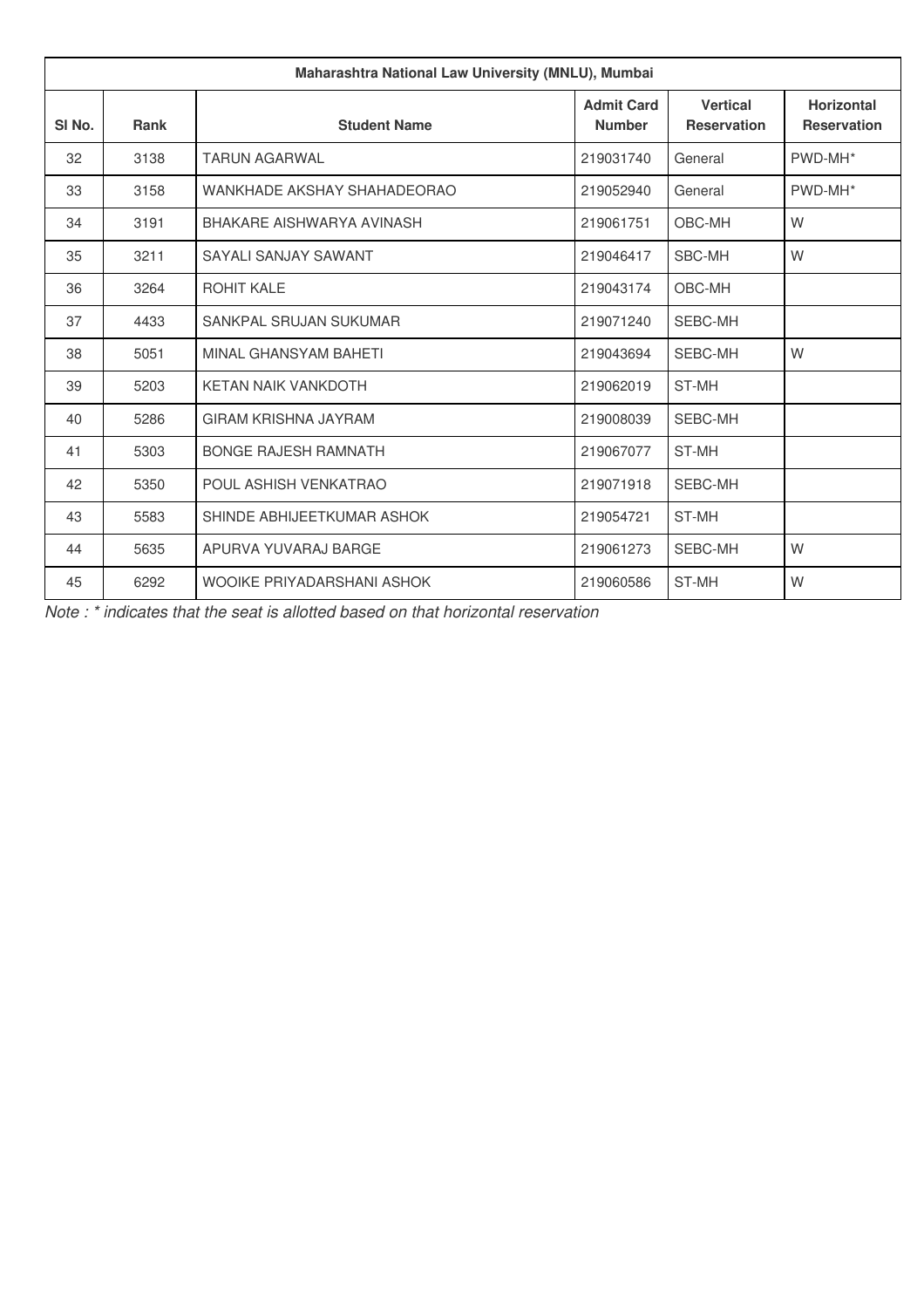| Maharashtra National Law University (MNLU), Mumbai | | | | | |
|---|---|---|---|---|---|
| Sl No. | Rank | Student Name | Admit Card Number | Vertical Reservation | Horizontal Reservation |
| 32 | 3138 | TARUN AGARWAL | 219031740 | General | PWD-MH* |
| 33 | 3158 | WANKHADE AKSHAY SHAHADEORAO | 219052940 | General | PWD-MH* |
| 34 | 3191 | BHAKARE AISHWARYA AVINASH | 219061751 | OBC-MH | W |
| 35 | 3211 | SAYALI SANJAY SAWANT | 219046417 | SBC-MH | W |
| 36 | 3264 | ROHIT KALE | 219043174 | OBC-MH | |
| 37 | 4433 | SANKPAL SRUJAN SUKUMAR | 219071240 | SEBC-MH | |
| 38 | 5051 | MINAL GHANSYAM BAHETI | 219043694 | SEBC-MH | W |
| 39 | 5203 | KETAN NAIK VANKDOTH | 219062019 | ST-MH | |
| 40 | 5286 | GIRAM KRISHNA JAYRAM | 219008039 | SEBC-MH | |
| 41 | 5303 | BONGE RAJESH RAMNATH | 219067077 | ST-MH | |
| 42 | 5350 | POUL ASHISH VENKATRAO | 219071918 | SEBC-MH | |
| 43 | 5583 | SHINDE ABHIJEETKUMAR ASHOK | 219054721 | ST-MH | |
| 44 | 5635 | APURVA YUVARAJ BARGE | 219061273 | SEBC-MH | W |
| 45 | 6292 | WOOIKE PRIYADARSHANI ASHOK | 219060586 | ST-MH | W |

*Note : * indicates that the seat is allotted based on that horizontal reservation*